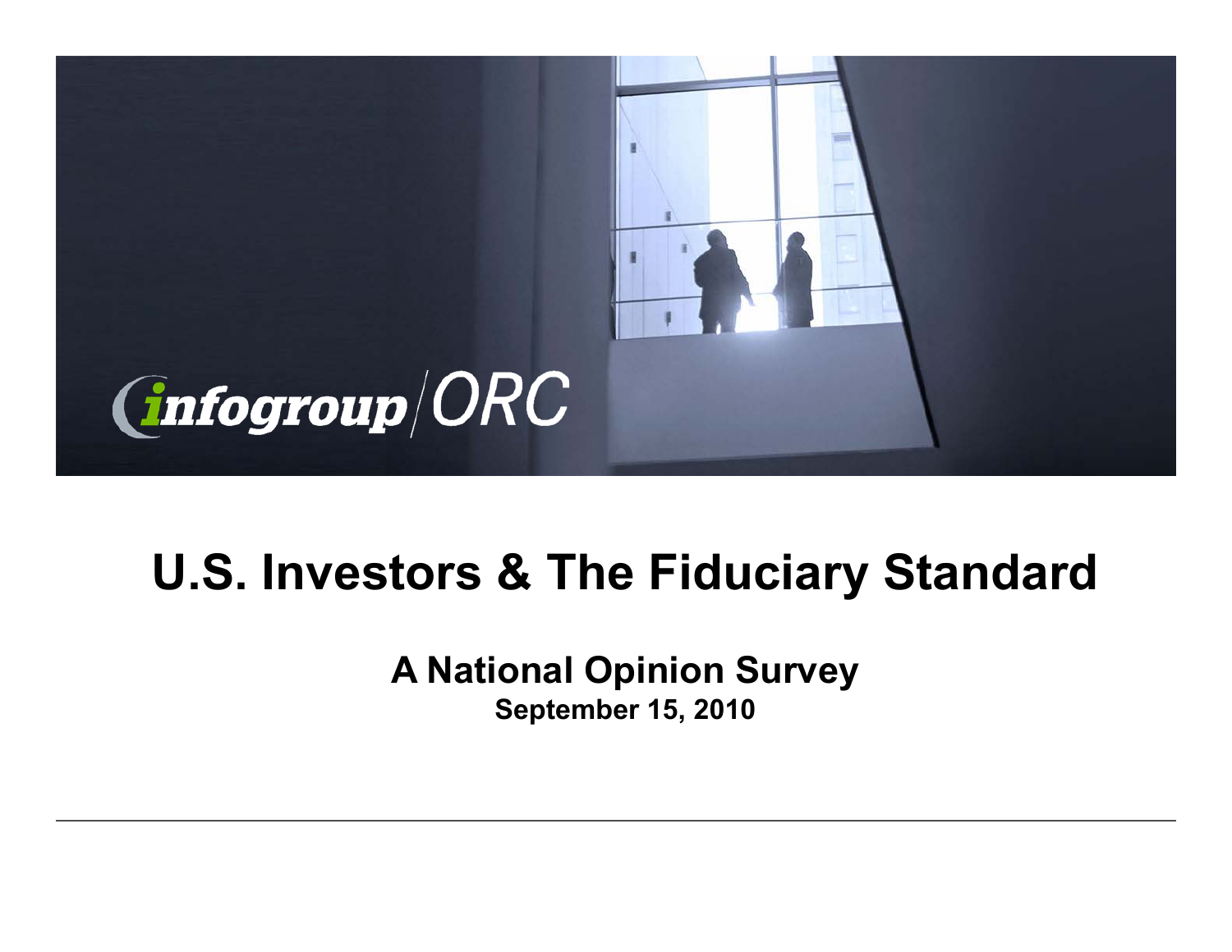infogroup/ORC

# U.S. Investors & The Fiduciary Standard

## A National Opinion Survey

**September 15, 2010**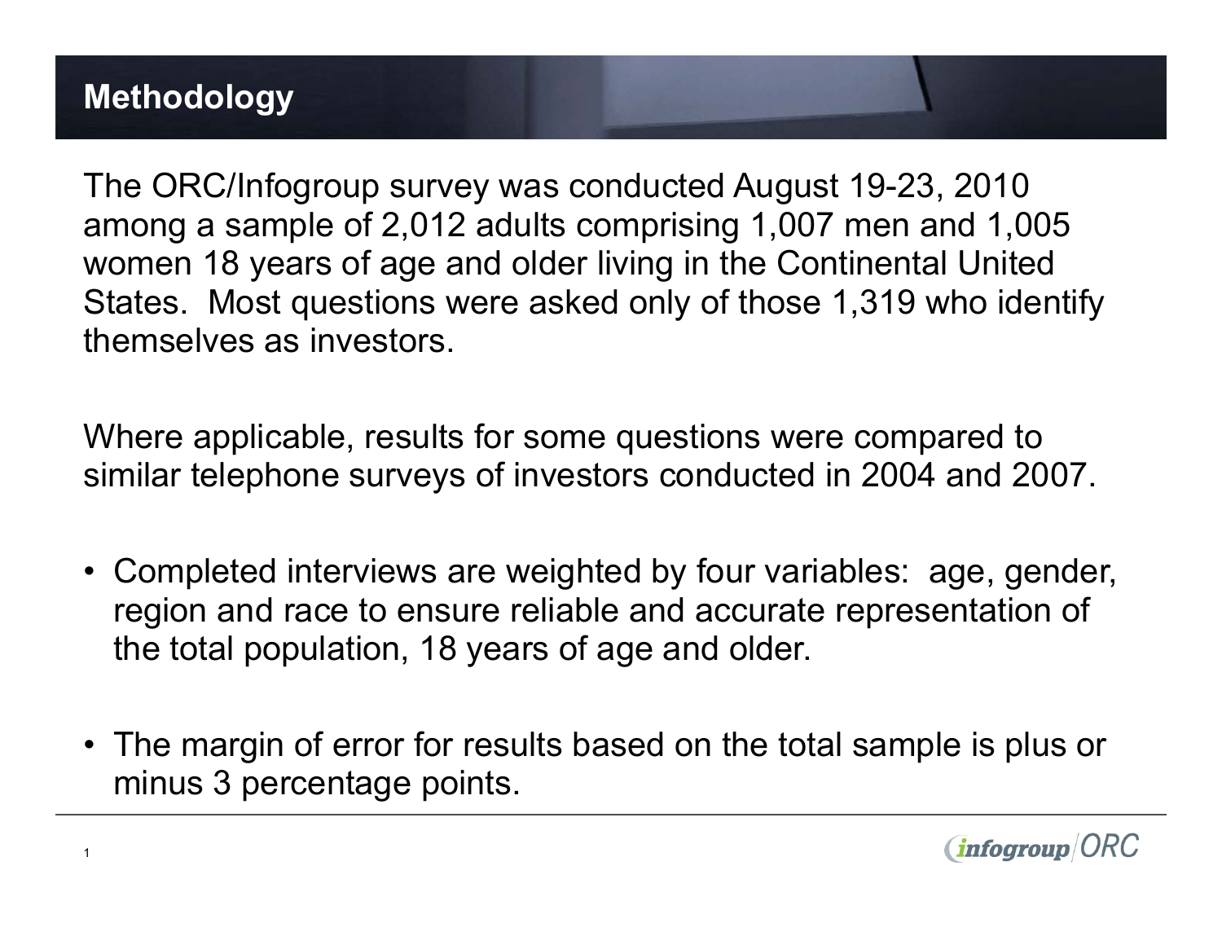## Methodology

The ORC/Infogroup survey was conducted August 19-23, 2010 among a sample of 2,012 adults comprising 1,007 men and 1,005 women 18 years of age and older living in the Continental United States. Most questions were asked only of those 1,319 who identify themselves as investors.

Where applicable, results for some questions were compared to similar telephone surveys of investors conducted in 2004 and 2007.

- Completed interviews are weighted by four variables: age, gender, region and race to ensure reliable and accurate representation of the total population, 18 years of age and older.
- The margin of error for results based on the total sample is plus or minus 3 percentage points.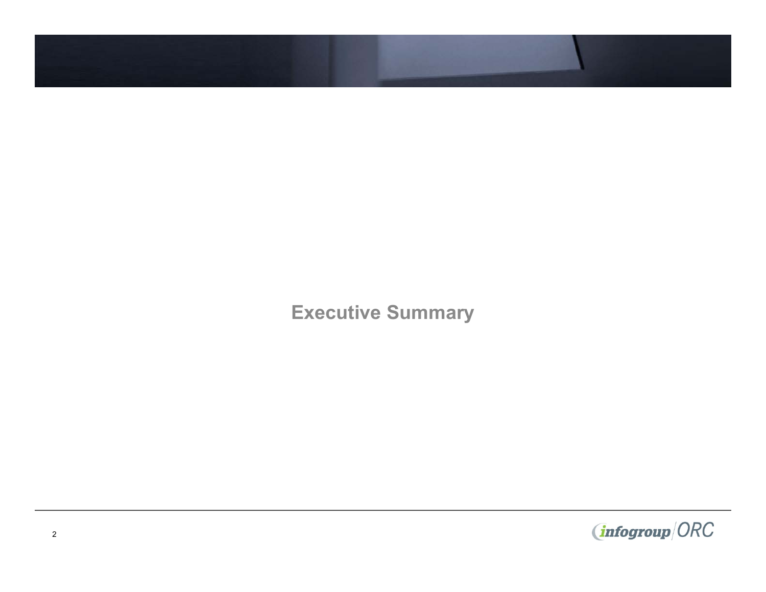# Executive Summary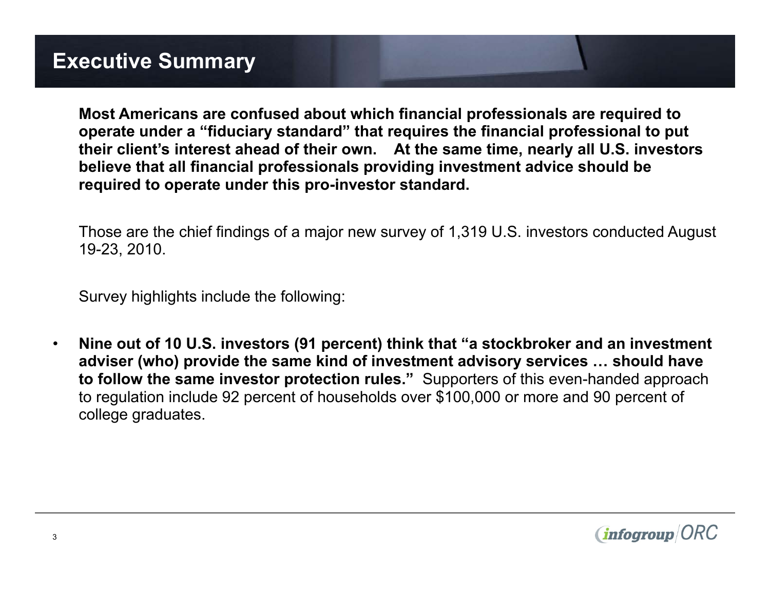# Executive Summary

**Most Americans are confused about which financial professionals are required to operate under a "fiduciary standard" that requires the financial professional to put their client's interest ahead of their own. At the same time, nearly all U.S. investors believe that all financial professionals providing investment advice should be required to operate under this pro-investor standard.**

Those are the chief findings of a major new survey of 1,319 U.S. investors conducted August 19-23, 2010.

Survey highlights include the following:

- **Nine out of 10 U.S. investors (91 percent) think that "a stockbroker and an investment adviser (who) provide the same kind of investment advisory services … should have to follow the same investor protection rules."** Supporters of this even-handed approach to regulation include 92 percent of households over $100,000 or more and 90 percent of college graduates.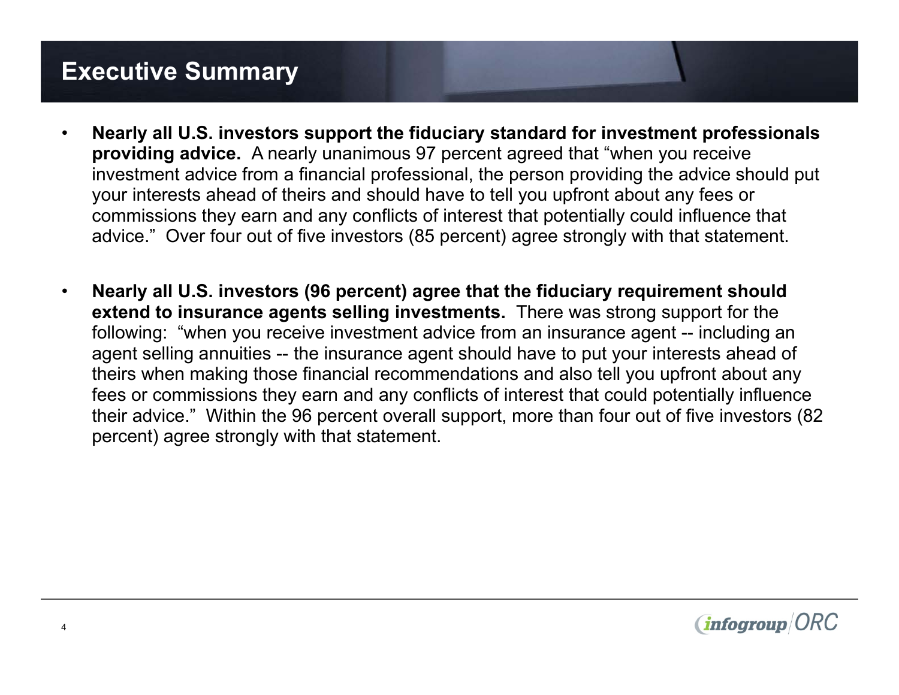# Executive Summary

- **Nearly all U.S. investors support the fiduciary standard for investment professionals providing advice.** A nearly unanimous 97 percent agreed that "when you receive investment advice from a financial professional, the person providing the advice should put your interests ahead of theirs and should have to tell you upfront about any fees or commissions they earn and any conflicts of interest that potentially could influence that advice." Over four out of five investors (85 percent) agree strongly with that statement.

- **Nearly all U.S. investors (96 percent) agree that the fiduciary requirement should extend to insurance agents selling investments.** There was strong support for the following: "when you receive investment advice from an insurance agent -- including an agent selling annuities -- the insurance agent should have to put your interests ahead of theirs when making those financial recommendations and also tell you upfront about any fees or commissions they earn and any conflicts of interest that could potentially influence their advice." Within the 96 percent overall support, more than four out of five investors (82 percent) agree strongly with that statement.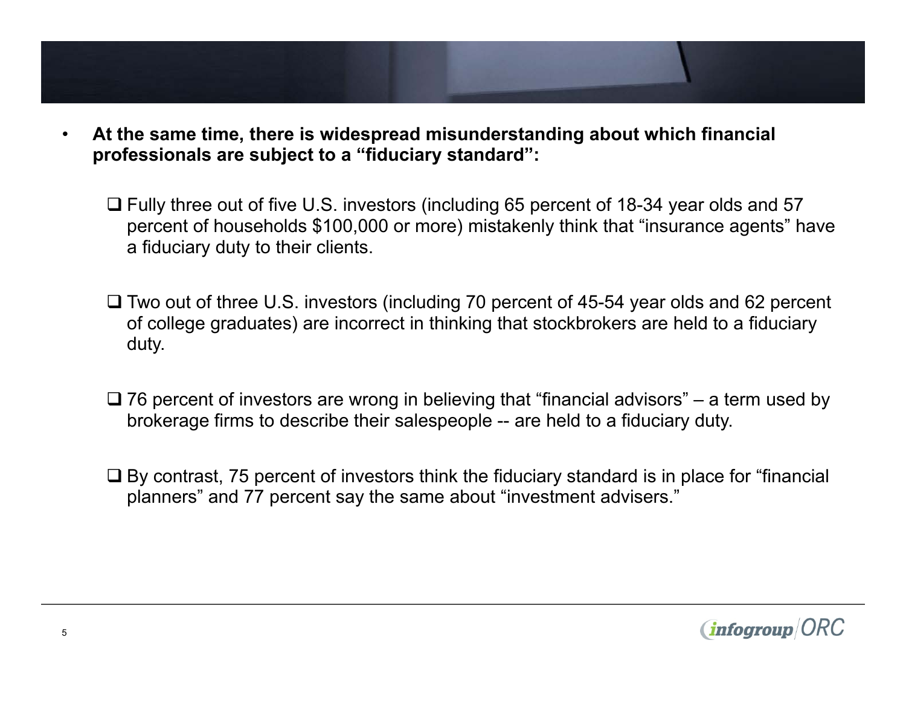- **At the same time, there is widespread misunderstanding about which financial professionals are subject to a "fiduciary standard":**

  - Fully three out of five U.S. investors (including 65 percent of 18-34 year olds and 57 percent of households $100,000 or more) mistakenly think that "insurance agents" have a fiduciary duty to their clients.

  - Two out of three U.S. investors (including 70 percent of 45-54 year olds and 62 percent of college graduates) are incorrect in thinking that stockbrokers are held to a fiduciary duty.

  - 76 percent of investors are wrong in believing that "financial advisors" – a term used by brokerage firms to describe their salespeople -- are held to a fiduciary duty.

  - By contrast, 75 percent of investors think the fiduciary standard is in place for "financial planners" and 77 percent say the same about "investment advisers."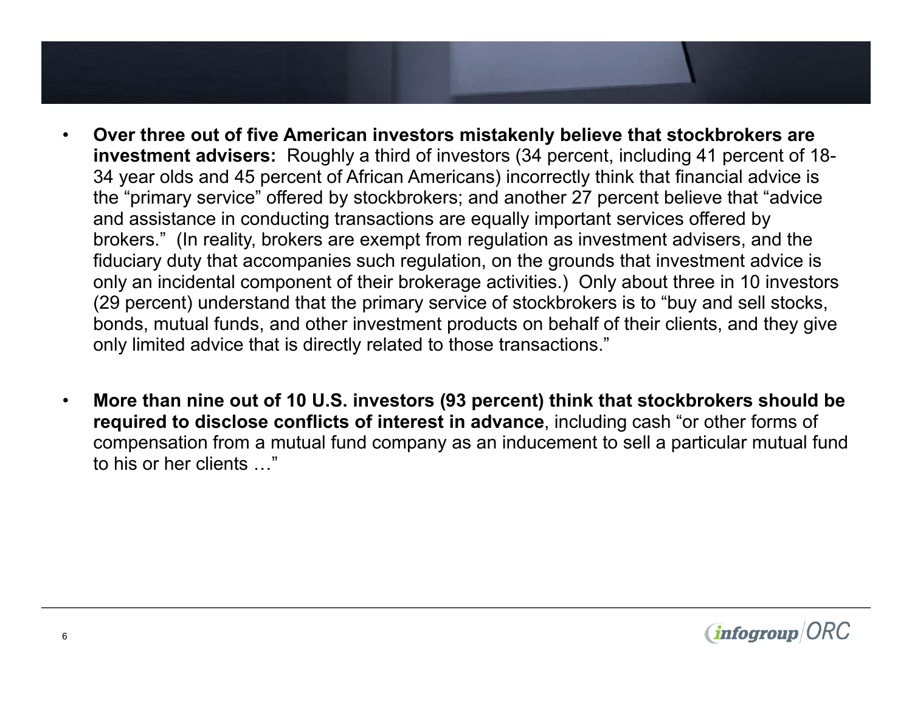- **Over three out of five American investors mistakenly believe that stockbrokers are investment advisers:** Roughly a third of investors (34 percent, including 41 percent of 18-34 year olds and 45 percent of African Americans) incorrectly think that financial advice is the "primary service" offered by stockbrokers; and another 27 percent believe that "advice and assistance in conducting transactions are equally important services offered by brokers." (In reality, brokers are exempt from regulation as investment advisers, and the fiduciary duty that accompanies such regulation, on the grounds that investment advice is only an incidental component of their brokerage activities.) Only about three in 10 investors (29 percent) understand that the primary service of stockbrokers is to "buy and sell stocks, bonds, mutual funds, and other investment products on behalf of their clients, and they give only limited advice that is directly related to those transactions."

- **More than nine out of 10 U.S. investors (93 percent) think that stockbrokers should be required to disclose conflicts of interest in advance**, including cash "or other forms of compensation from a mutual fund company as an inducement to sell a particular mutual fund to his or her clients …"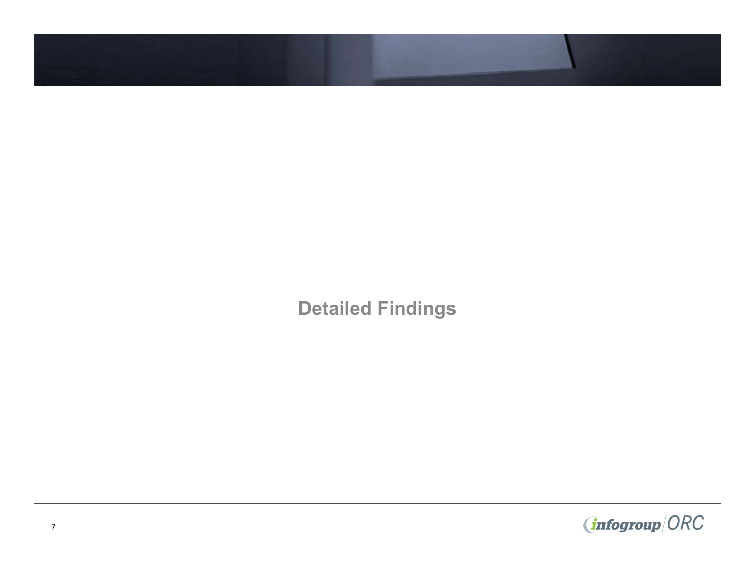# Detailed Findings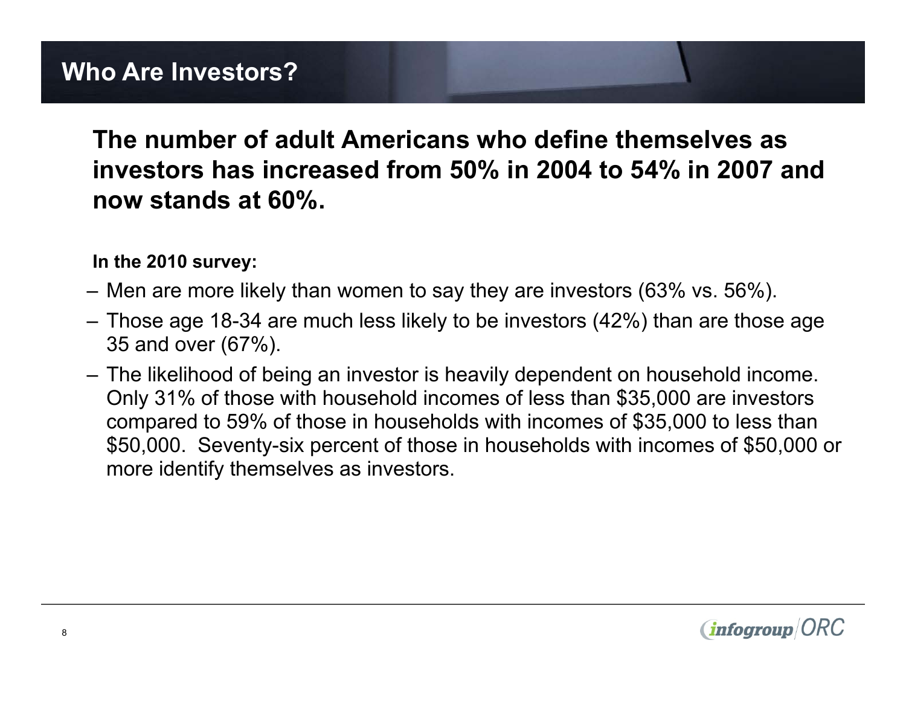# Who Are Investors?

**The number of adult Americans who define themselves as investors has increased from 50% in 2004 to 54% in 2007 and now stands at 60%.**

**In the 2010 survey:**

- Men are more likely than women to say they are investors (63% vs. 56%).
- Those age 18-34 are much less likely to be investors (42%) than are those age 35 and over (67%).
- The likelihood of being an investor is heavily dependent on household income. Only 31% of those with household incomes of less than $35,000 are investors compared to 59% of those in households with incomes of $35,000 to less than $50,000. Seventy-six percent of those in households with incomes of $50,000 or more identify themselves as investors.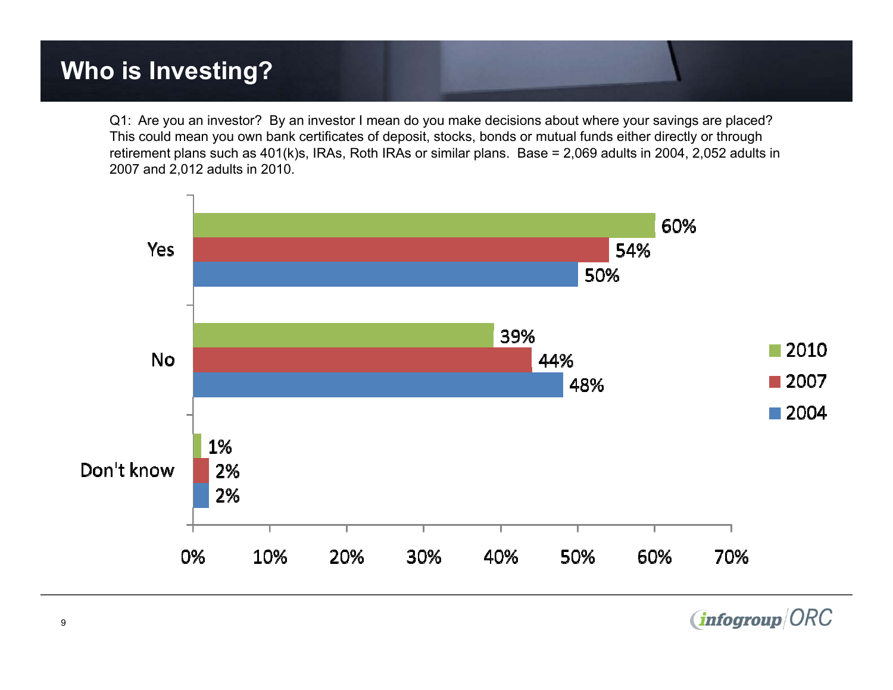# Who is Investing?

Q1: Are you an investor? By an investor I mean do you make decisions about where your savings are placed? This could mean you own bank certificates of deposit, stocks, bonds or mutual funds either directly or through retirement plans such as 401(k)s, IRAs, Roth IRAs or similar plans. Base = 2,069 adults in 2004, 2,052 adults in 2007 and 2,012 adults in 2010.

| | 2010 | 2007 | 2004 |
|---|---|---|---|
| Yes | 60% | 54% | 50% |
| No | 39% | 44% | 48% |
| Don't know | 1% | 2% | 2% |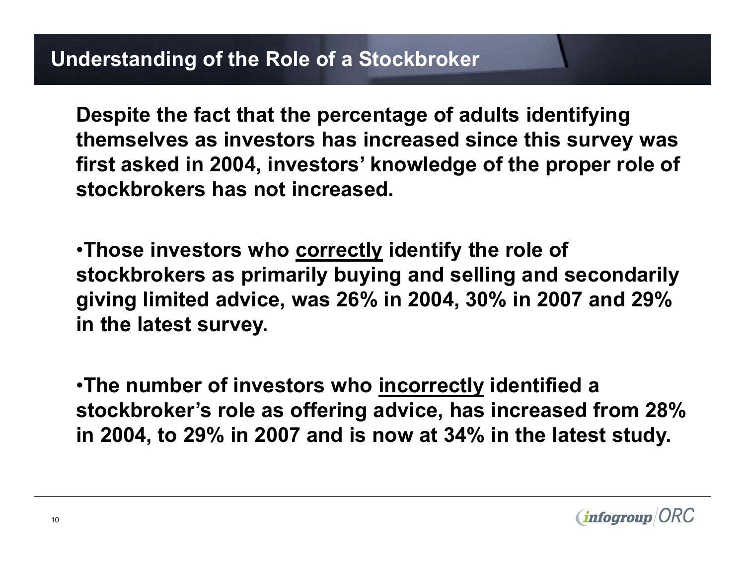## Understanding of the Role of a Stockbroker

**Despite the fact that the percentage of adults identifying themselves as investors has increased since this survey was first asked in 2004, investors' knowledge of the proper role of stockbrokers has not increased.**

- **Those investors who <u>correctly</u> identify the role of stockbrokers as primarily buying and selling and secondarily giving limited advice, was 26% in 2004, 30% in 2007 and 29% in the latest survey.**

- **The number of investors who <u>incorrectly</u> identified a stockbroker's role as offering advice, has increased from 28% in 2004, to 29% in 2007 and is now at 34% in the latest study.**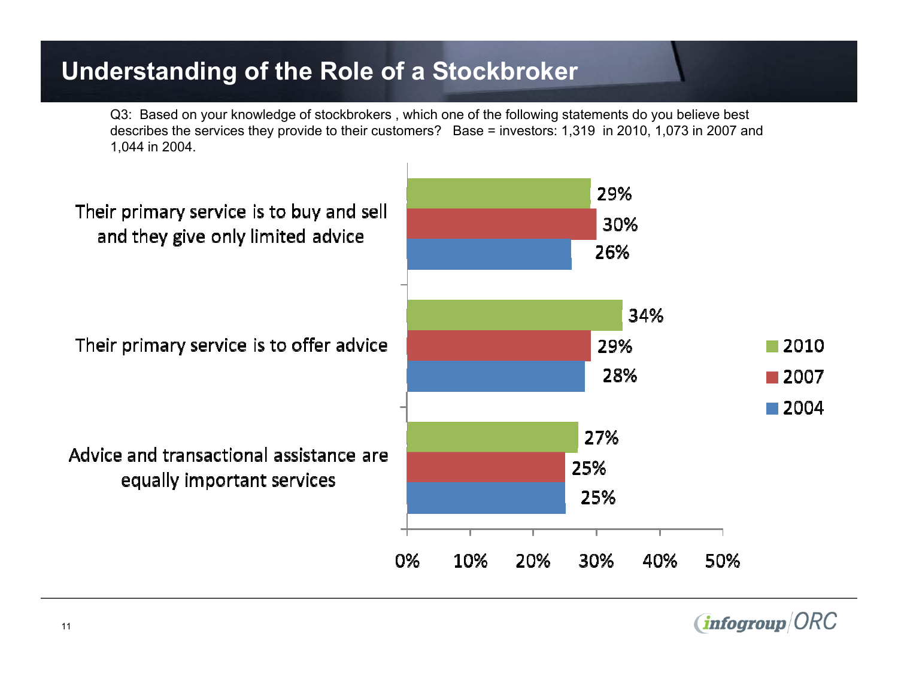# Understanding of the Role of a Stockbroker

Q3: Based on your knowledge of stockbrokers , which one of the following statements do you believe best describes the services they provide to their customers? Base = investors: 1,319 in 2010, 1,073 in 2007 and 1,044 in 2004.

| | 2010 | 2007 | 2004 |
|---|---|---|---|
| Their primary service is to buy and sell and they give only limited advice | 29% | 30% | 26% |
| Their primary service is to offer advice | 34% | 29% | 28% |
| Advice and transactional assistance are equally important services | 27% | 25% | 25% |

infogroup/ORC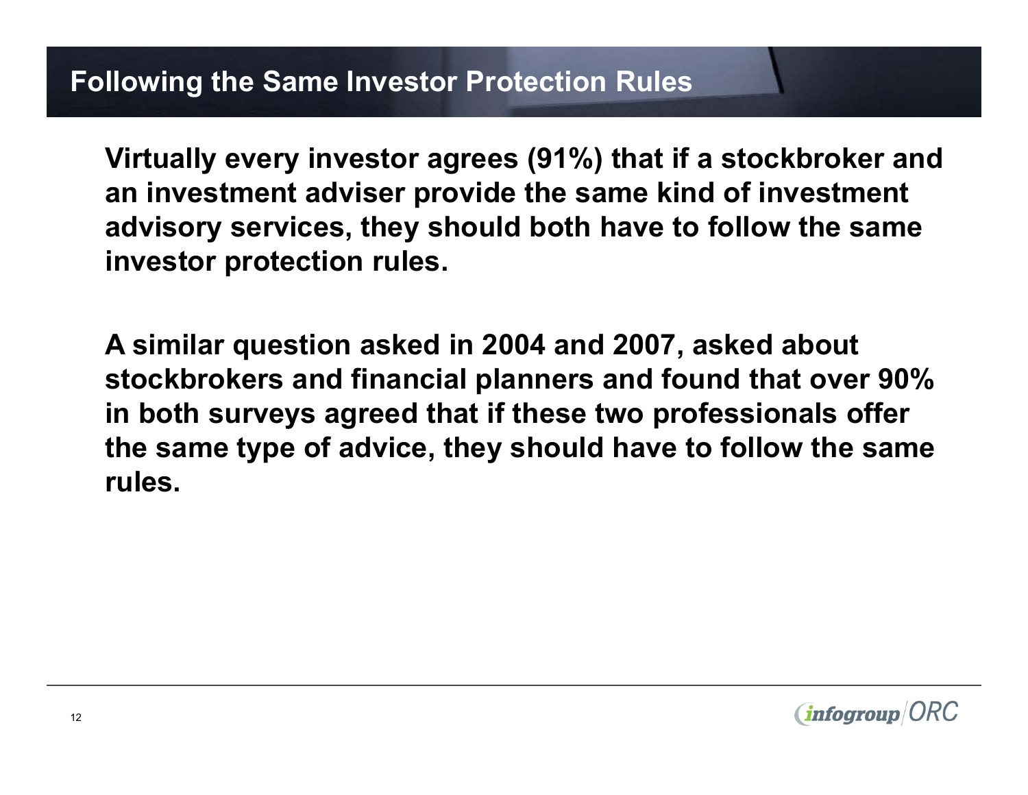# Following the Same Investor Protection Rules

**Virtually every investor agrees (91%) that if a stockbroker and an investment adviser provide the same kind of investment advisory services, they should both have to follow the same investor protection rules.**

**A similar question asked in 2004 and 2007, asked about stockbrokers and financial planners and found that over 90% in both surveys agreed that if these two professionals offer the same type of advice, they should have to follow the same rules.**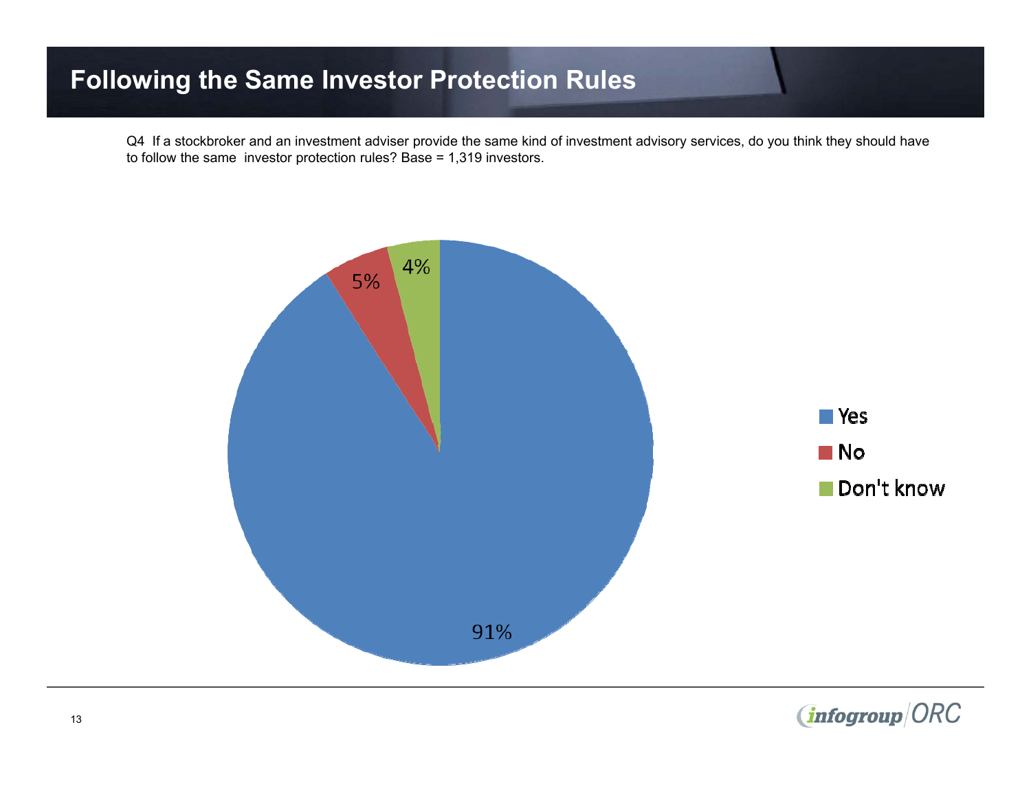# Following the Same Investor Protection Rules

Q4 If a stockbroker and an investment adviser provide the same kind of investment advisory services, do you think they should have to follow the same investor protection rules? Base = 1,319 investors.

| Response | Percent |
|---|---|
| Yes | 91% |
| No | 5% |
| Don't know | 4% |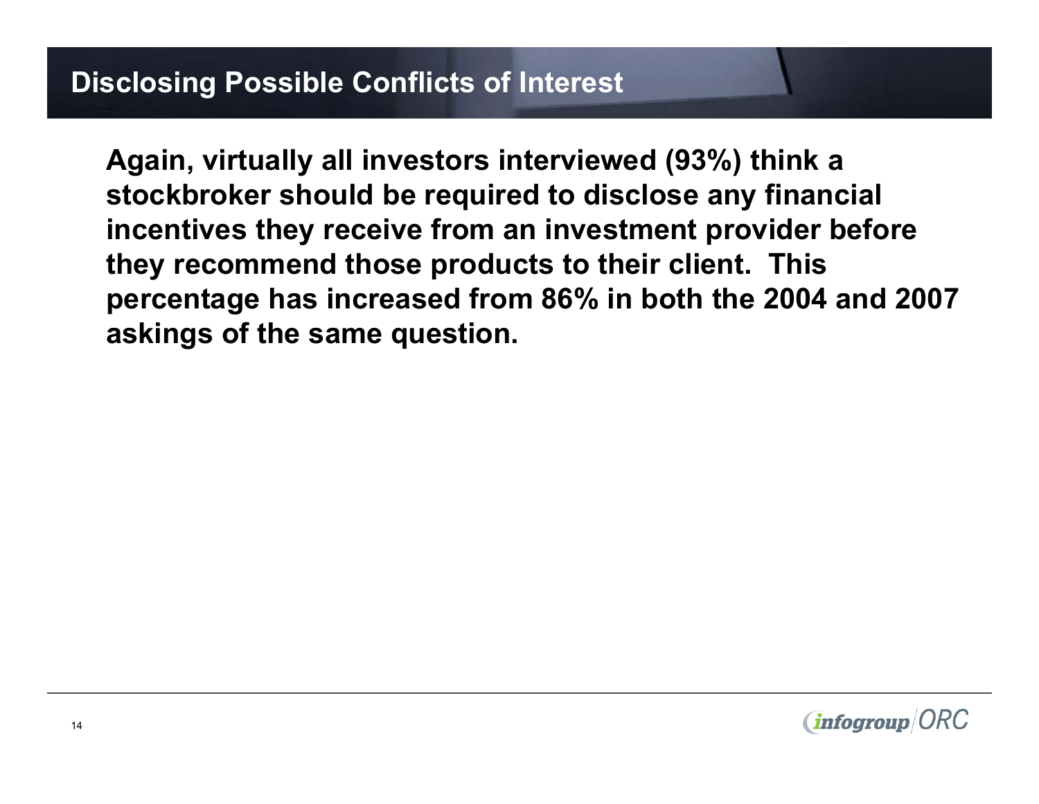## Disclosing Possible Conflicts of Interest

**Again, virtually all investors interviewed (93%) think a stockbroker should be required to disclose any financial incentives they receive from an investment provider before they recommend those products to their client. This percentage has increased from 86% in both the 2004 and 2007 askings of the same question.**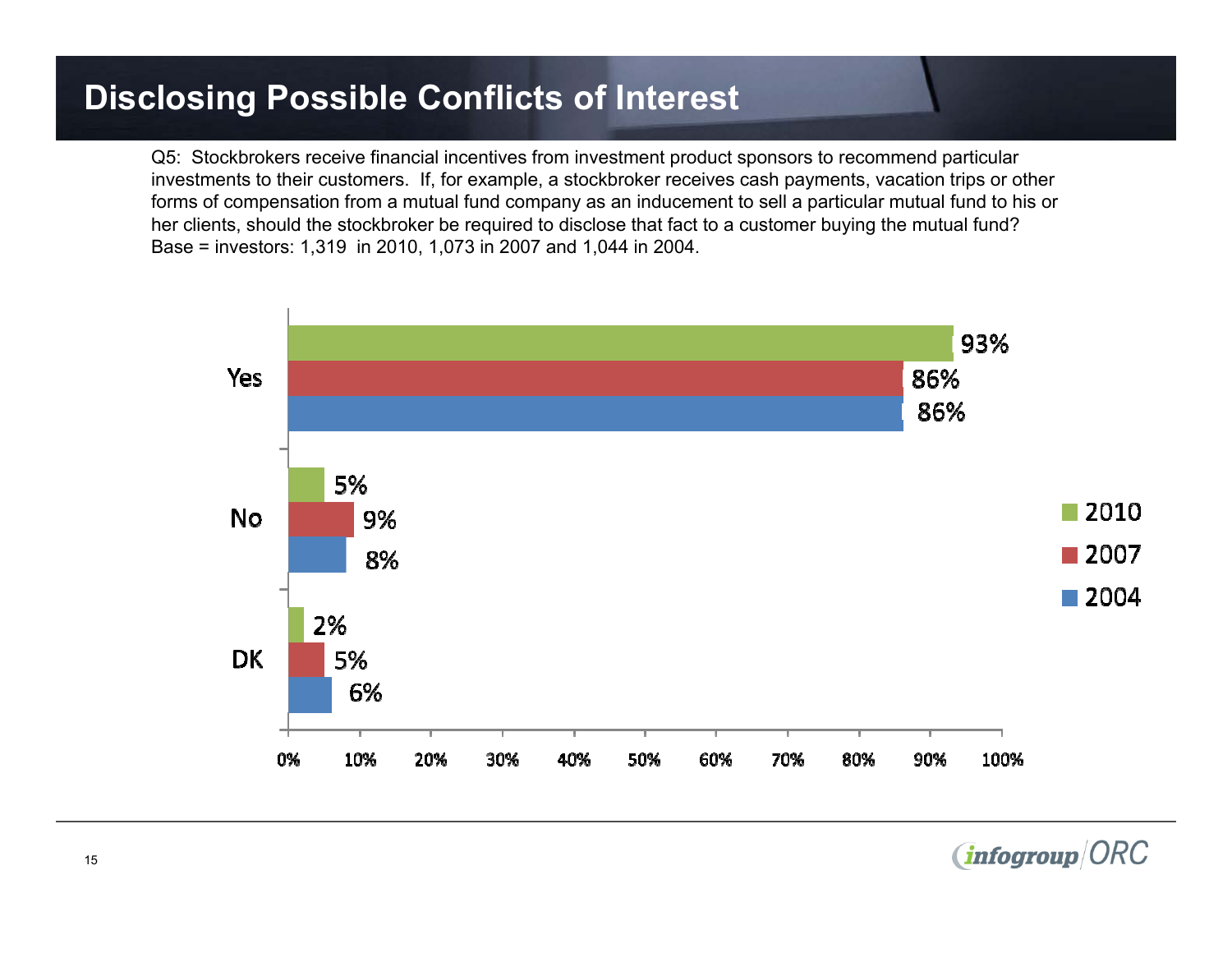# Disclosing Possible Conflicts of Interest

Q5: Stockbrokers receive financial incentives from investment product sponsors to recommend particular investments to their customers. If, for example, a stockbroker receives cash payments, vacation trips or other forms of compensation from a mutual fund company as an inducement to sell a particular mutual fund to his or her clients, should the stockbroker be required to disclose that fact to a customer buying the mutual fund? Base = investors: 1,319 in 2010, 1,073 in 2007 and 1,044 in 2004.

| | 2010 | 2007 | 2004 |
|---|---|---|---|
| Yes | 93% | 86% | 86% |
| No | 5% | 9% | 8% |
| DK | 2% | 5% | 6% |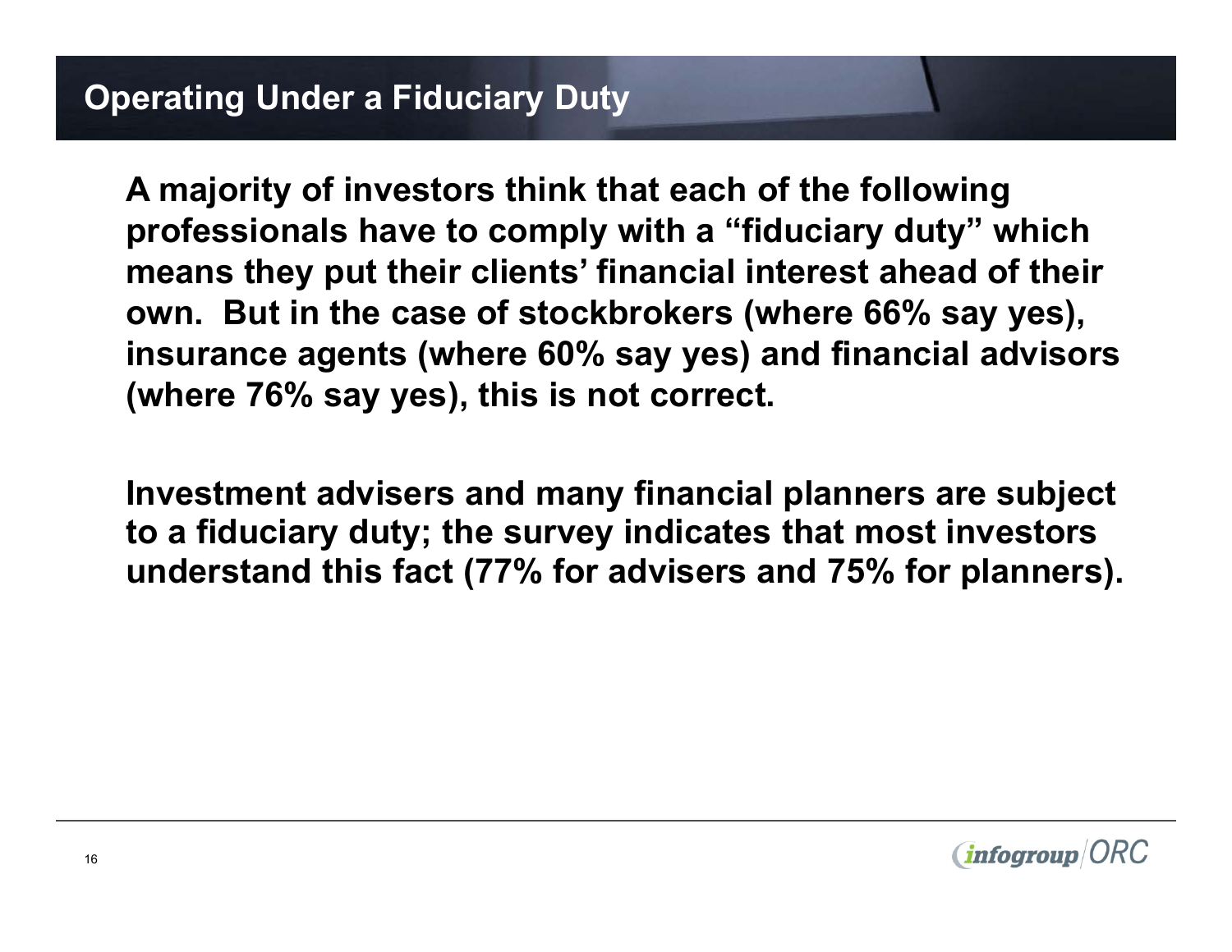## Operating Under a Fiduciary Duty

**A majority of investors think that each of the following professionals have to comply with a "fiduciary duty" which means they put their clients' financial interest ahead of their own. But in the case of stockbrokers (where 66% say yes), insurance agents (where 60% say yes) and financial advisors (where 76% say yes), this is not correct.**

**Investment advisers and many financial planners are subject to a fiduciary duty; the survey indicates that most investors understand this fact (77% for advisers and 75% for planners).**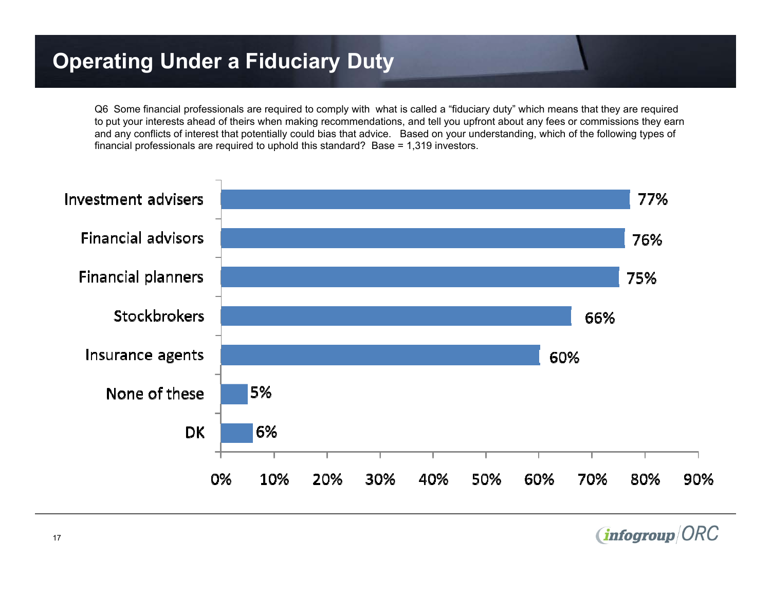# Operating Under a Fiduciary Duty

Q6 Some financial professionals are required to comply with what is called a "fiduciary duty" which means that they are required to put your interests ahead of theirs when making recommendations, and tell you upfront about any fees or commissions they earn and any conflicts of interest that potentially could bias that advice. Based on your understanding, which of the following types of financial professionals are required to uphold this standard? Base = 1,319 investors.

| Type of financial professional | Percent |
| --- | --- |
| Investment advisers | 77% |
| Financial advisors | 76% |
| Financial planners | 75% |
| Stockbrokers | 66% |
| Insurance agents | 60% |
| None of these | 5% |
| DK | 6% |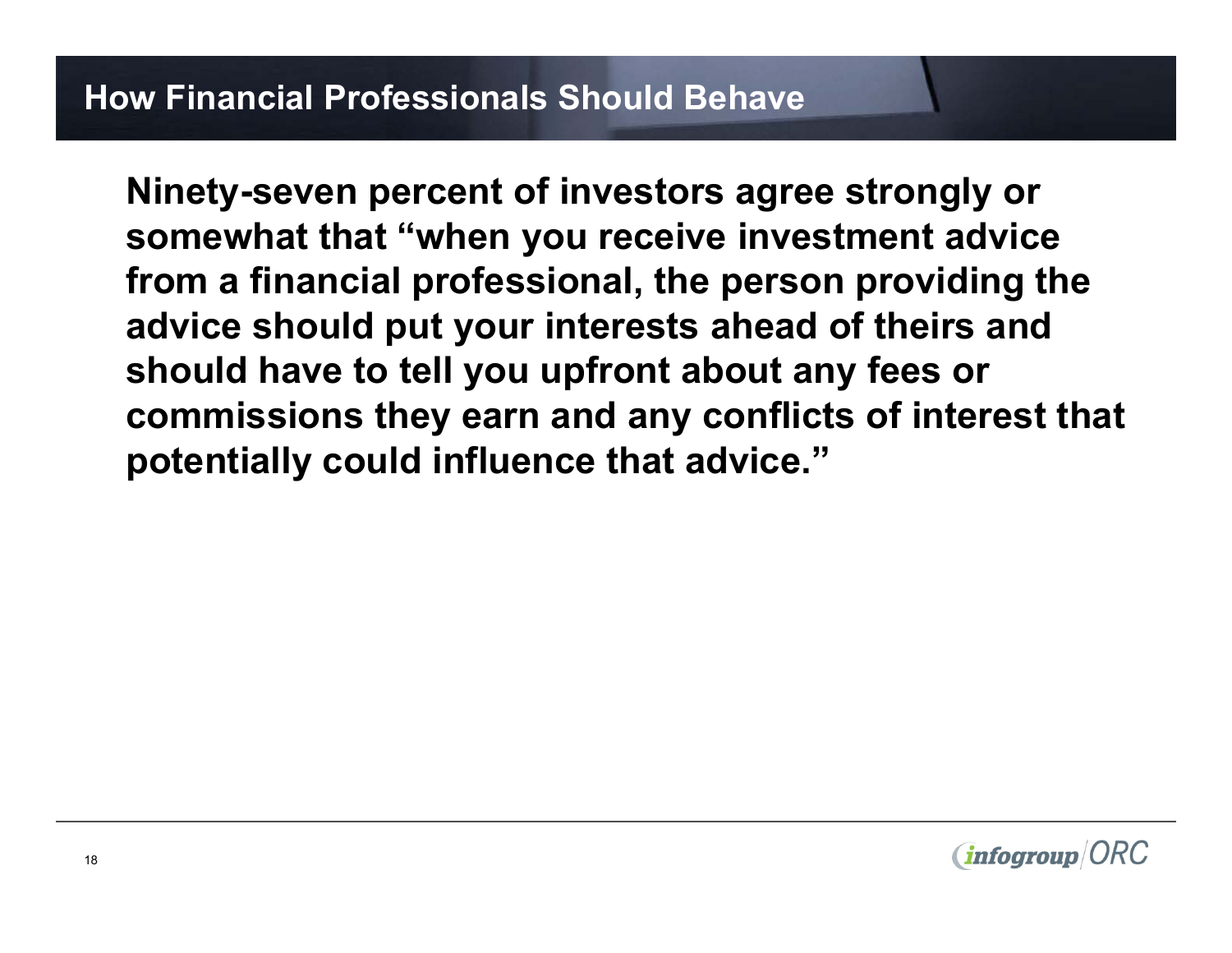## How Financial Professionals Should Behave

**Ninety-seven percent of investors agree strongly or somewhat that "when you receive investment advice from a financial professional, the person providing the advice should put your interests ahead of theirs and should have to tell you upfront about any fees or commissions they earn and any conflicts of interest that potentially could influence that advice."**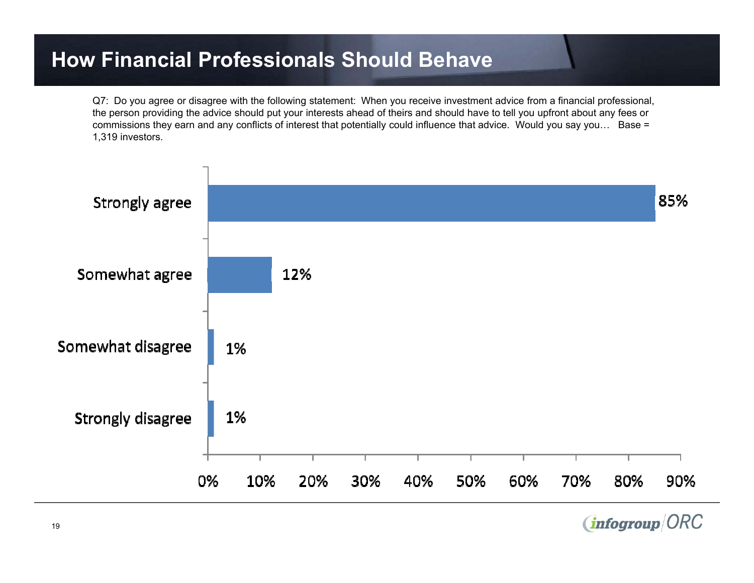# How Financial Professionals Should Behave

Q7: Do you agree or disagree with the following statement: When you receive investment advice from a financial professional, the person providing the advice should put your interests ahead of theirs and should have to tell you upfront about any fees or commissions they earn and any conflicts of interest that potentially could influence that advice. Would you say you… Base = 1,319 investors.

| Response | Percent |
|---|---|
| Strongly agree | 85% |
| Somewhat agree | 12% |
| Somewhat disagree | 1% |
| Strongly disagree | 1% |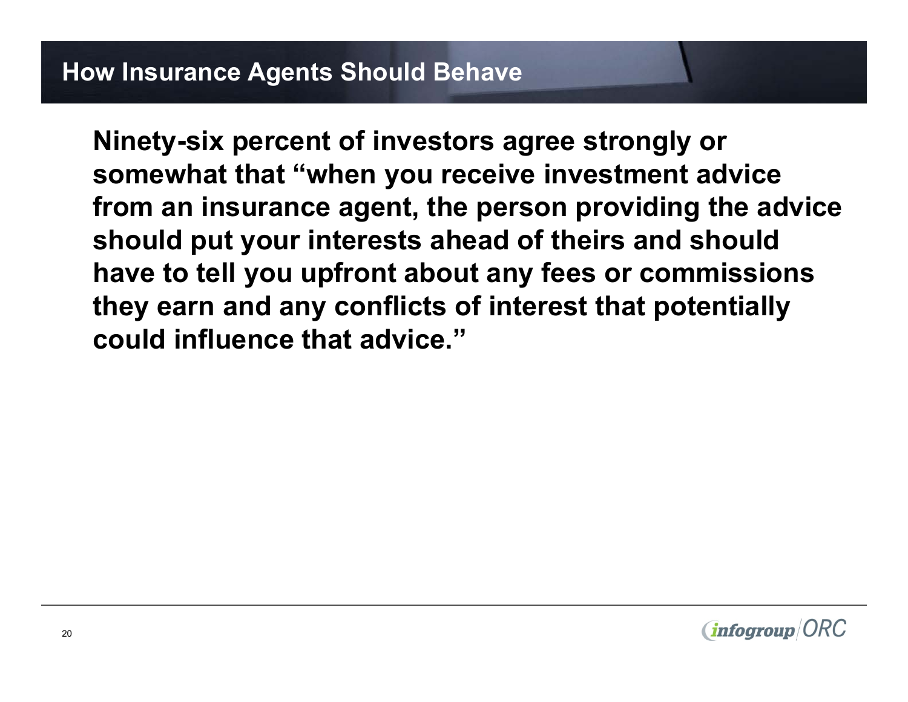## How Insurance Agents Should Behave

**Ninety-six percent of investors agree strongly or somewhat that "when you receive investment advice from an insurance agent, the person providing the advice should put your interests ahead of theirs and should have to tell you upfront about any fees or commissions they earn and any conflicts of interest that potentially could influence that advice."**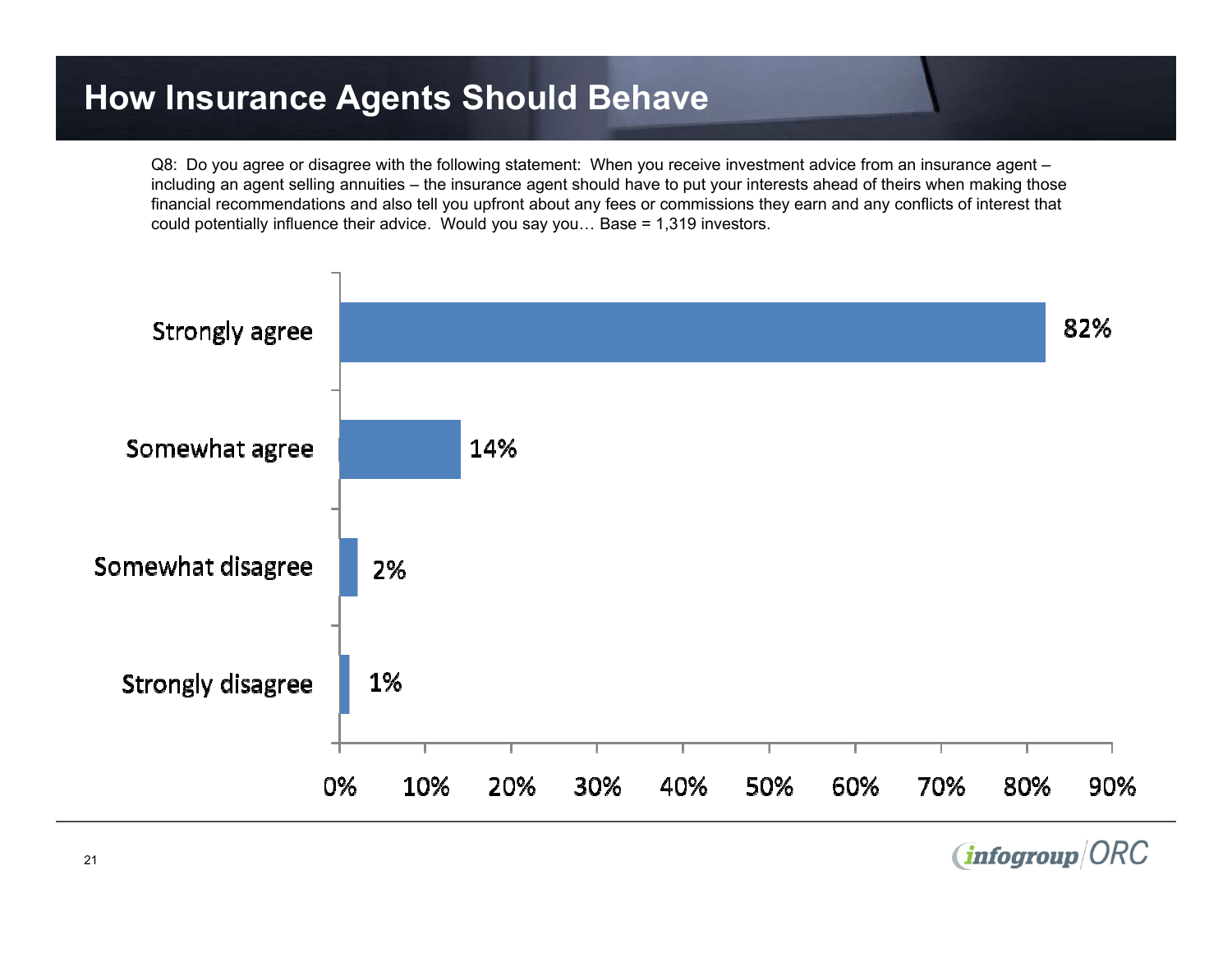# How Insurance Agents Should Behave

Q8: Do you agree or disagree with the following statement: When you receive investment advice from an insurance agent – including an agent selling annuities – the insurance agent should have to put your interests ahead of theirs when making those financial recommendations and also tell you upfront about any fees or commissions they earn and any conflicts of interest that could potentially influence their advice. Would you say you… Base = 1,319 investors.

| Response | Percent |
| --- | --- |
| Strongly agree | 82% |
| Somewhat agree | 14% |
| Somewhat disagree | 2% |
| Strongly disagree | 1% |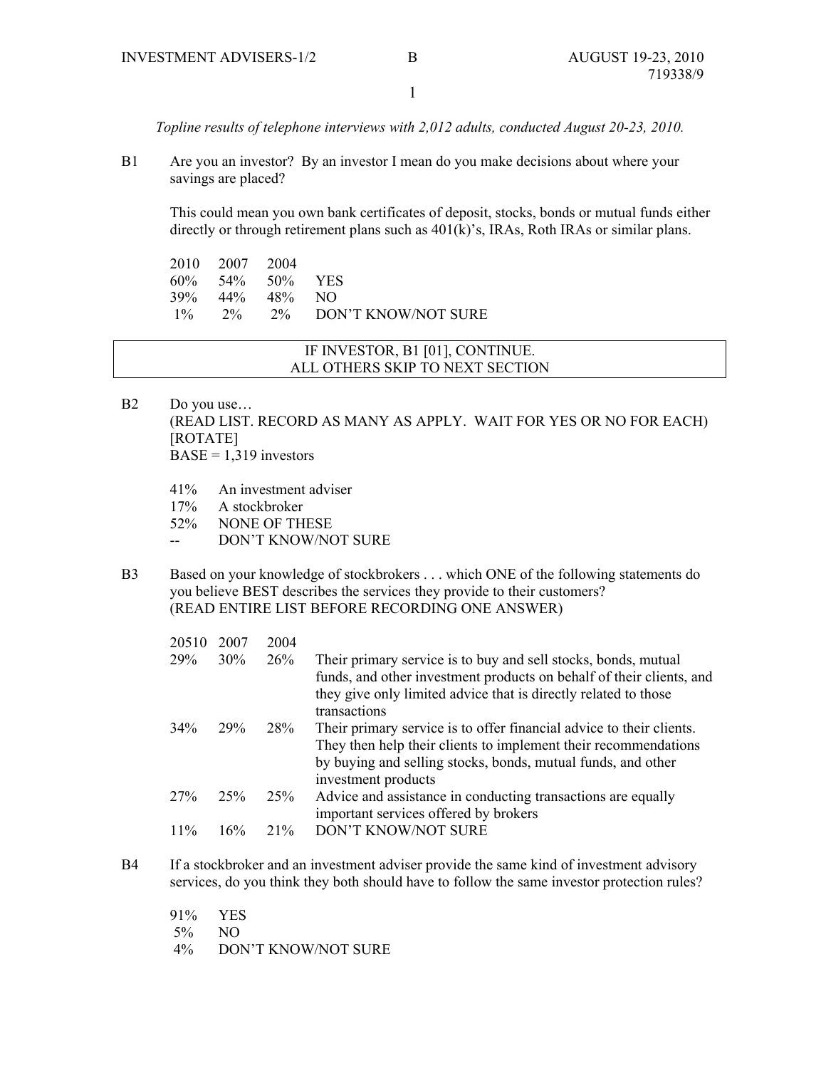*Topline results of telephone interviews with 2,012 adults, conducted August 20-23, 2010.*

B1 Are you an investor? By an investor I mean do you make decisions about where your savings are placed?

This could mean you own bank certificates of deposit, stocks, bonds or mutual funds either directly or through retirement plans such as 401(k)'s, IRAs, Roth IRAs or similar plans.

| 2010 | 2007 | 2004 | |
|---|---|---|---|
| 60% | 54% | 50% | YES |
| 39% | 44% | 48% | NO |
| 1% | 2% | 2% | DON'T KNOW/NOT SURE |

IF INVESTOR, B1 [01], CONTINUE.
ALL OTHERS SKIP TO NEXT SECTION

B2 Do you use…
(READ LIST. RECORD AS MANY AS APPLY. WAIT FOR YES OR NO FOR EACH) [ROTATE]
BASE = 1,319 investors

| | |
|---|---|
| 41% | An investment adviser |
| 17% | A stockbroker |
| 52% | NONE OF THESE |
| -- | DON'T KNOW/NOT SURE |

B3 Based on your knowledge of stockbrokers . . . which ONE of the following statements do you believe BEST describes the services they provide to their customers?
(READ ENTIRE LIST BEFORE RECORDING ONE ANSWER)

| 20510 | 2007 | 2004 | |
|---|---|---|---|
| 29% | 30% | 26% | Their primary service is to buy and sell stocks, bonds, mutual funds, and other investment products on behalf of their clients, and they give only limited advice that is directly related to those transactions |
| 34% | 29% | 28% | Their primary service is to offer financial advice to their clients. They then help their clients to implement their recommendations by buying and selling stocks, bonds, mutual funds, and other investment products |
| 27% | 25% | 25% | Advice and assistance in conducting transactions are equally important services offered by brokers |
| 11% | 16% | 21% | DON'T KNOW/NOT SURE |

B4 If a stockbroker and an investment adviser provide the same kind of investment advisory services, do you think they both should have to follow the same investor protection rules?

| | |
|---|---|
| 91% | YES |
| 5% | NO |
| 4% | DON'T KNOW/NOT SURE |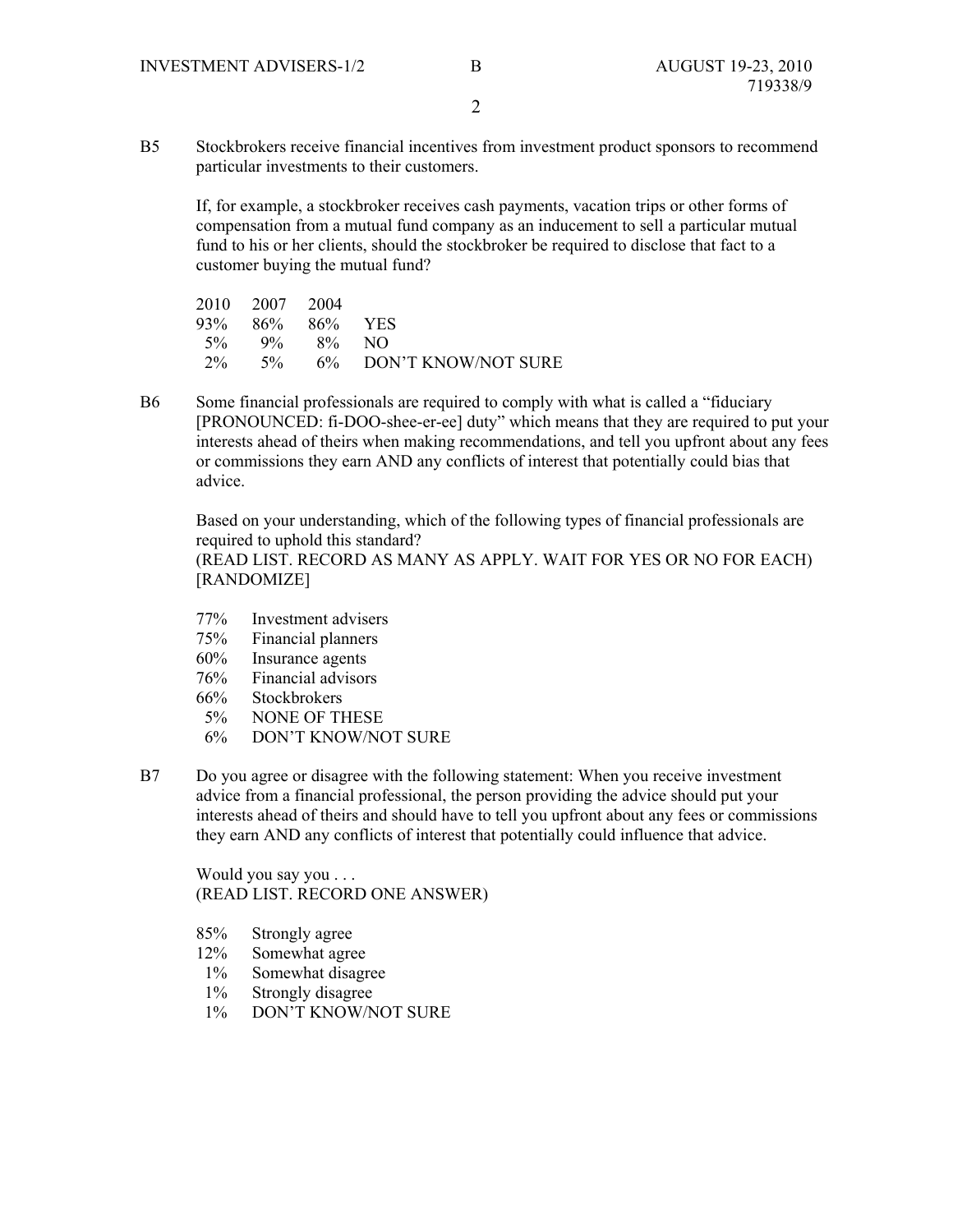B5 Stockbrokers receive financial incentives from investment product sponsors to recommend particular investments to their customers.

If, for example, a stockbroker receives cash payments, vacation trips or other forms of compensation from a mutual fund company as an inducement to sell a particular mutual fund to his or her clients, should the stockbroker be required to disclose that fact to a customer buying the mutual fund?

| 2010 | 2007 | 2004 | |
|---|---|---|---|
| 93% | 86% | 86% | YES |
| 5% | 9% | 8% | NO |
| 2% | 5% | 6% | DON'T KNOW/NOT SURE |

B6 Some financial professionals are required to comply with what is called a "fiduciary [PRONOUNCED: fi-DOO-shee-er-ee] duty" which means that they are required to put your interests ahead of theirs when making recommendations, and tell you upfront about any fees or commissions they earn AND any conflicts of interest that potentially could bias that advice.

Based on your understanding, which of the following types of financial professionals are required to uphold this standard?
(READ LIST. RECORD AS MANY AS APPLY. WAIT FOR YES OR NO FOR EACH) [RANDOMIZE]

| | |
|---|---|
| 77% | Investment advisers |
| 75% | Financial planners |
| 60% | Insurance agents |
| 76% | Financial advisors |
| 66% | Stockbrokers |
| 5% | NONE OF THESE |
| 6% | DON'T KNOW/NOT SURE |

B7 Do you agree or disagree with the following statement: When you receive investment advice from a financial professional, the person providing the advice should put your interests ahead of theirs and should have to tell you upfront about any fees or commissions they earn AND any conflicts of interest that potentially could influence that advice.

Would you say you . . .
(READ LIST. RECORD ONE ANSWER)

| | |
|---|---|
| 85% | Strongly agree |
| 12% | Somewhat agree |
| 1% | Somewhat disagree |
| 1% | Strongly disagree |
| 1% | DON'T KNOW/NOT SURE |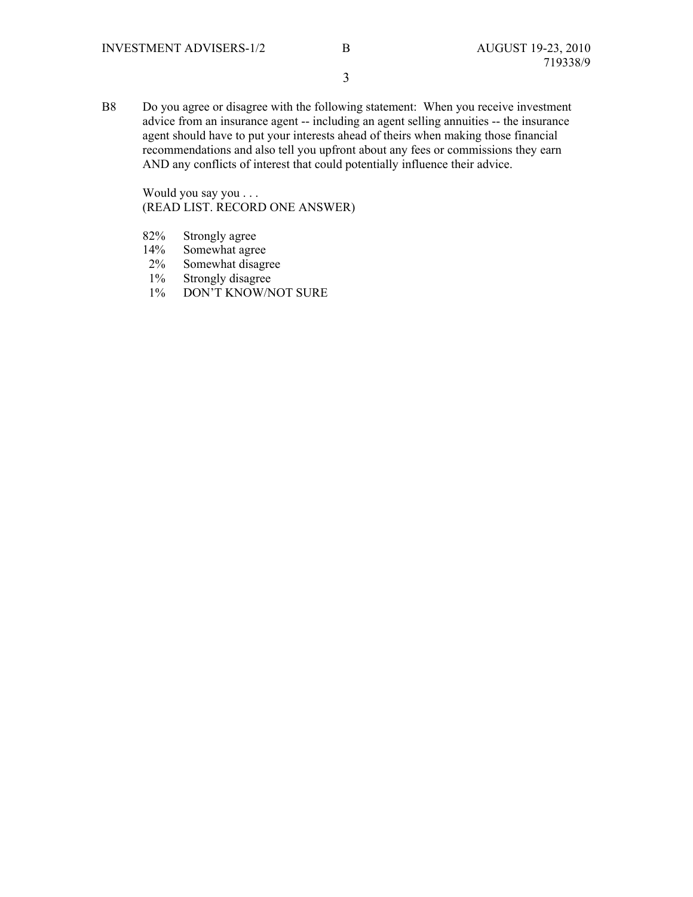B8 Do you agree or disagree with the following statement: When you receive investment advice from an insurance agent -- including an agent selling annuities -- the insurance agent should have to put your interests ahead of theirs when making those financial recommendations and also tell you upfront about any fees or commissions they earn AND any conflicts of interest that could potentially influence their advice.

Would you say you . . .
(READ LIST. RECORD ONE ANSWER)

- 82% Strongly agree
- 14% Somewhat agree
- 2% Somewhat disagree
- 1% Strongly disagree
- 1% DON'T KNOW/NOT SURE